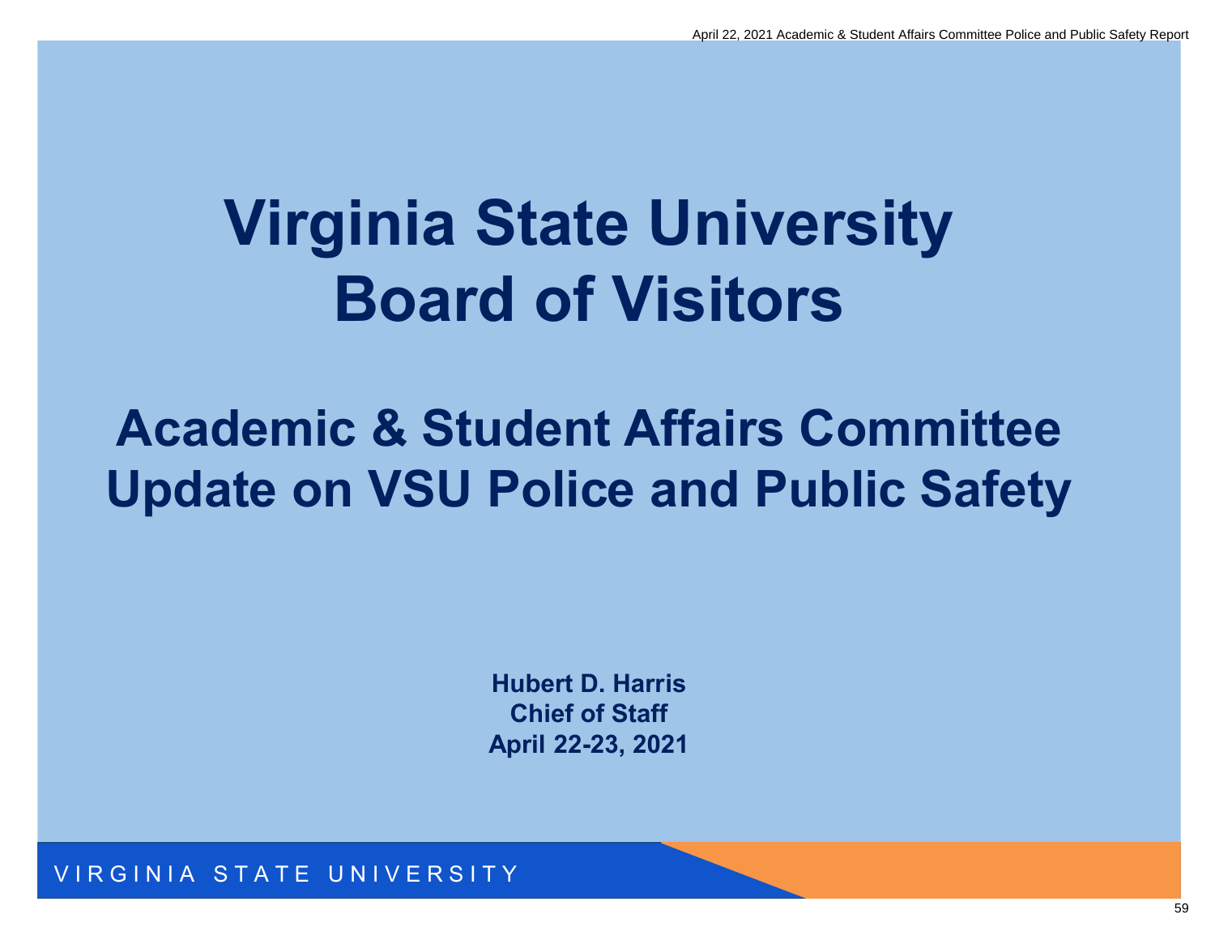# Virginia State University Board of Visitors

## Academic & Student Affairs Committee Update on VSU Police and Public Safety

**Hubert D. Harris**
**Chief of Staff**
**April 22-23, 2021**

VIRGINIA STATE UNIVERSITY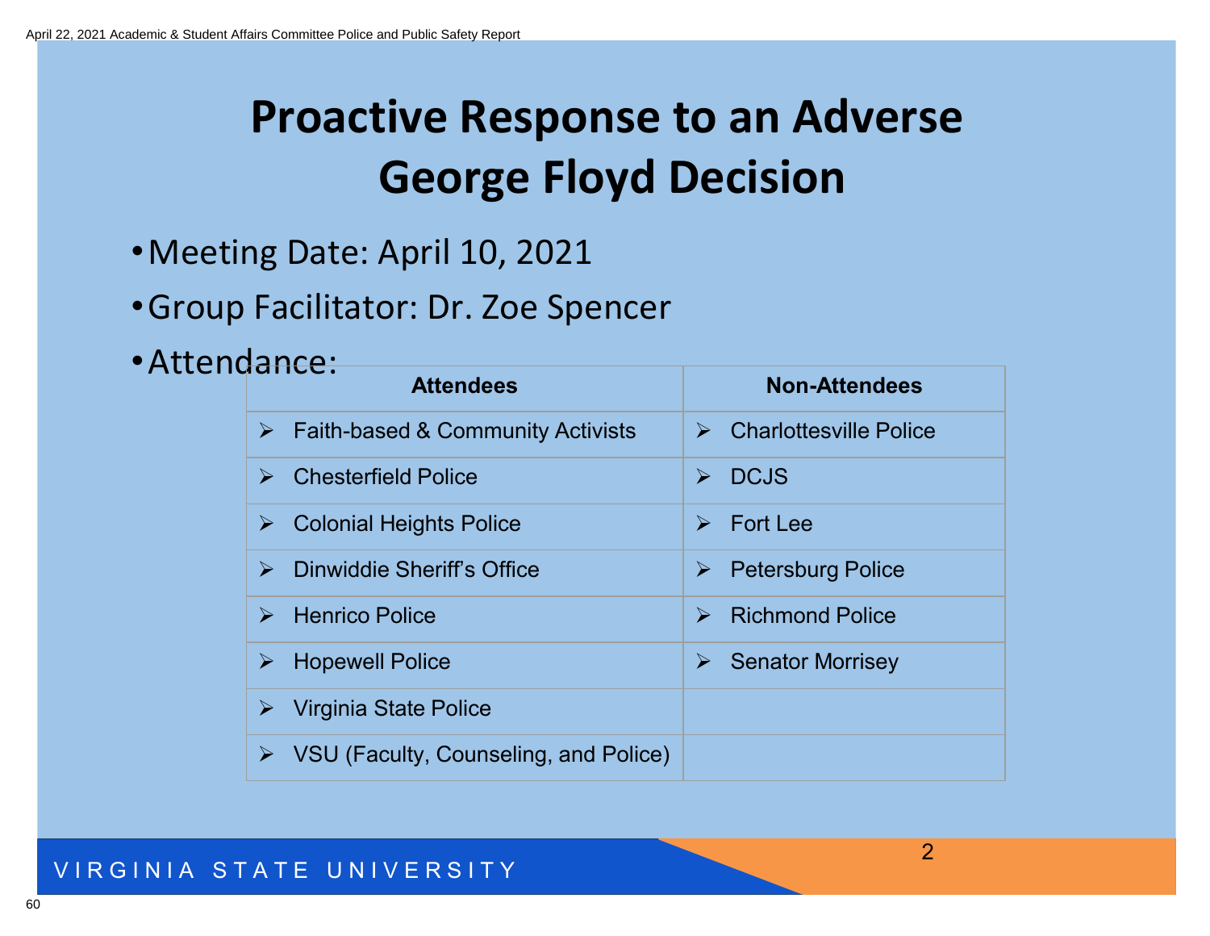# Proactive Response to an Adverse George Floyd Decision

- Meeting Date: April 10, 2021
- Group Facilitator: Dr. Zoe Spencer
- Attendance:

| Attendees | Non-Attendees |
|---|---|
| ➢ Faith-based & Community Activists | ➢ Charlottesville Police |
| ➢ Chesterfield Police | ➢ DCJS |
| ➢ Colonial Heights Police | ➢ Fort Lee |
| ➢ Dinwiddie Sheriff's Office | ➢ Petersburg Police |
| ➢ Henrico Police | ➢ Richmond Police |
| ➢ Hopewell Police | ➢ Senator Morrisey |
| ➢ Virginia State Police | |
| ➢ VSU (Faculty, Counseling, and Police) | |

VIRGINIA STATE UNIVERSITY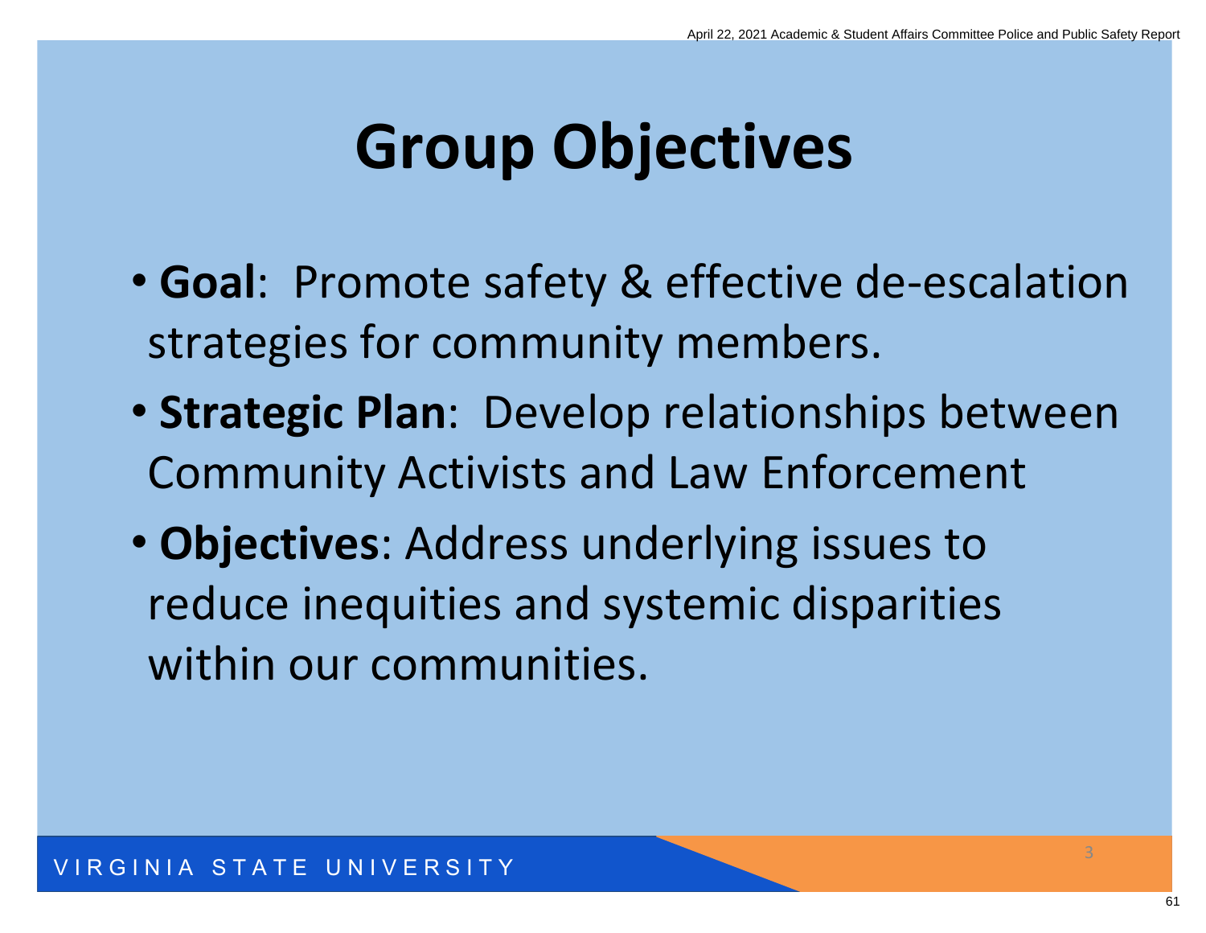# Group Objectives

- **Goal**: Promote safety & effective de-escalation strategies for community members.
- **Strategic Plan**: Develop relationships between Community Activists and Law Enforcement
- **Objectives**: Address underlying issues to reduce inequities and systemic disparities within our communities.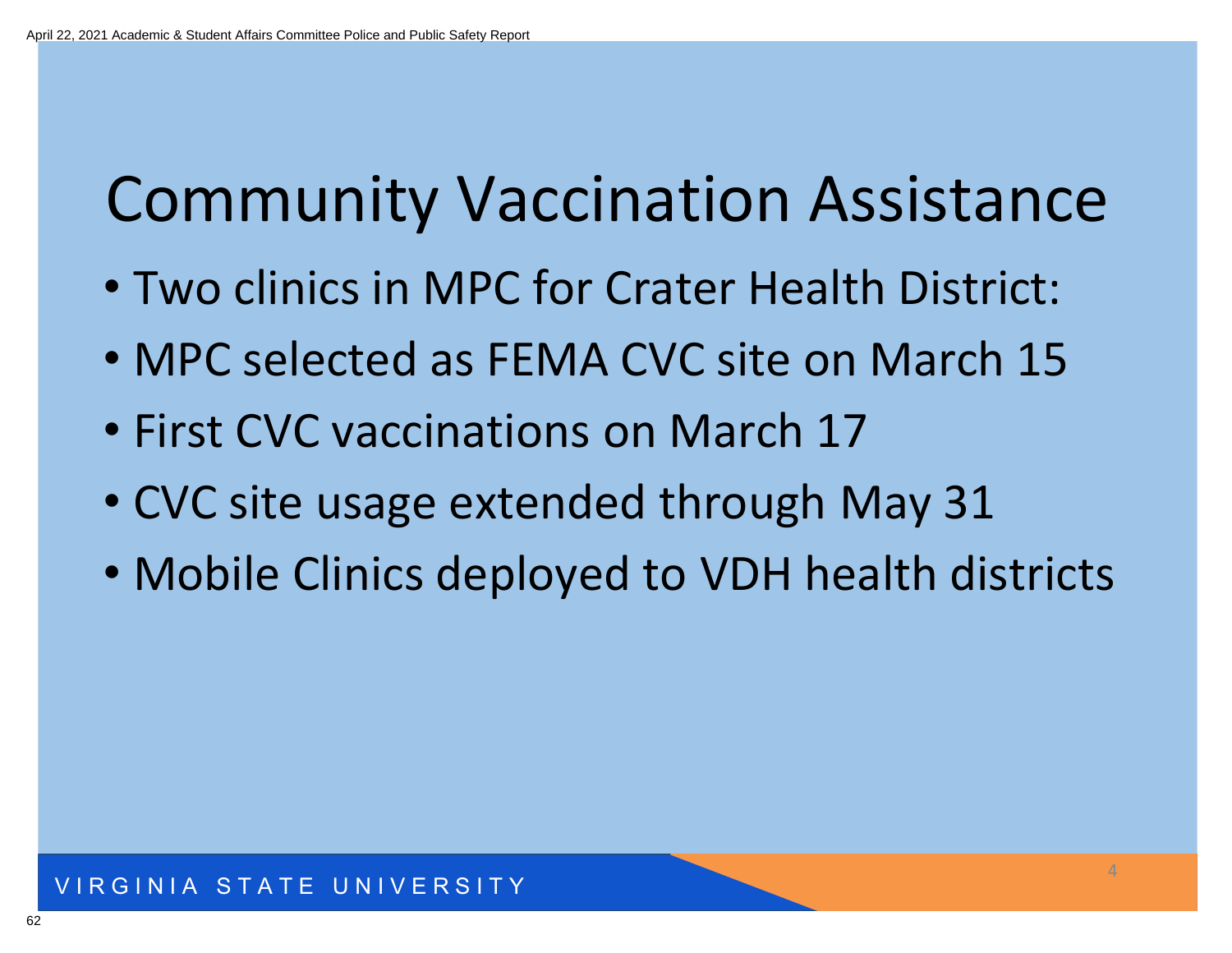# Community Vaccination Assistance

- Two clinics in MPC for Crater Health District:
- MPC selected as FEMA CVC site on March 15
- First CVC vaccinations on March 17
- CVC site usage extended through May 31
- Mobile Clinics deployed to VDH health districts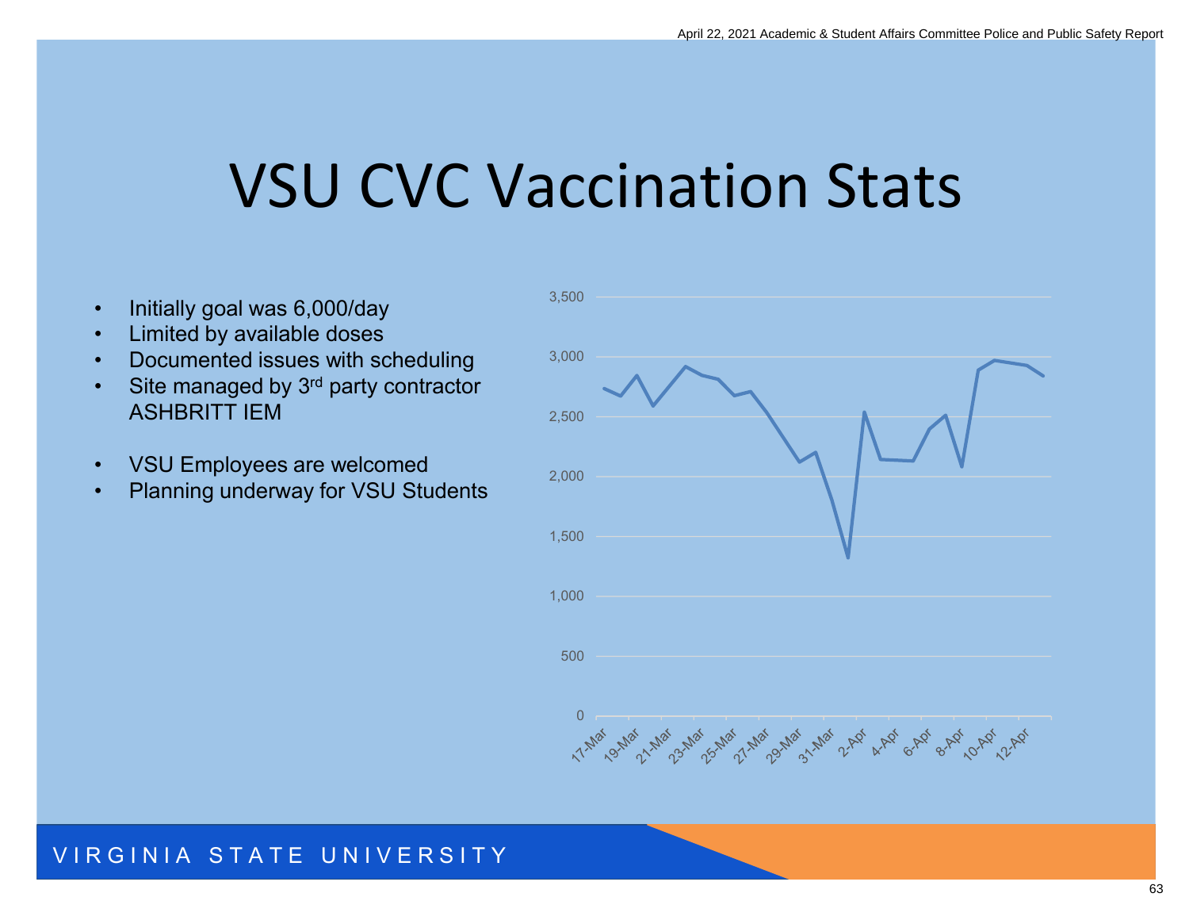# VSU CVC Vaccination Stats

- Initially goal was 6,000/day
- Limited by available doses
- Documented issues with scheduling
- Site managed by 3rd party contractor ASHBRITT IEM

- VSU Employees are welcomed
- Planning underway for VSU Students

VIRGINIA STATE UNIVERSITY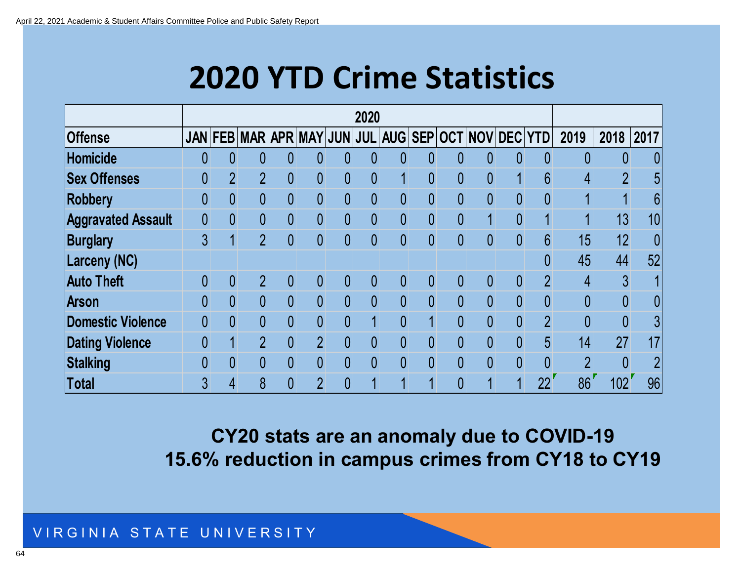# 2020 YTD Crime Statistics

| | 2020 | | | | | | | | | | | | | | | |
|---|---|---|---|---|---|---|---|---|---|---|---|---|---|---|---|---|
| **Offense** | **JAN** | **FEB** | **MAR** | **APR** | **MAY** | **JUN** | **JUL** | **AUG** | **SEP** | **OCT** | **NOV** | **DEC** | **YTD** | **2019** | **2018** | **2017** |
| **Homicide** | 0 | 0 | 0 | 0 | 0 | 0 | 0 | 0 | 0 | 0 | 0 | 0 | 0 | 0 | 0 | 0 |
| **Sex Offenses** | 0 | 2 | 2 | 0 | 0 | 0 | 0 | 1 | 0 | 0 | 0 | 1 | 6 | 4 | 2 | 5 |
| **Robbery** | 0 | 0 | 0 | 0 | 0 | 0 | 0 | 0 | 0 | 0 | 0 | 0 | 0 | 1 | 1 | 6 |
| **Aggravated Assault** | 0 | 0 | 0 | 0 | 0 | 0 | 0 | 0 | 0 | 0 | 1 | 0 | 1 | 1 | 13 | 10 |
| **Burglary** | 3 | 1 | 2 | 0 | 0 | 0 | 0 | 0 | 0 | 0 | 0 | 0 | 6 | 15 | 12 | 0 |
| **Larceny (NC)** | | | | | | | | | | | | | 0 | 45 | 44 | 52 |
| **Auto Theft** | 0 | 0 | 2 | 0 | 0 | 0 | 0 | 0 | 0 | 0 | 0 | 0 | 2 | 4 | 3 | 1 |
| **Arson** | 0 | 0 | 0 | 0 | 0 | 0 | 0 | 0 | 0 | 0 | 0 | 0 | 0 | 0 | 0 | 0 |
| **Domestic Violence** | 0 | 0 | 0 | 0 | 0 | 0 | 1 | 0 | 1 | 0 | 0 | 0 | 2 | 0 | 0 | 3 |
| **Dating Violence** | 0 | 1 | 2 | 0 | 2 | 0 | 0 | 0 | 0 | 0 | 0 | 0 | 5 | 14 | 27 | 17 |
| **Stalking** | 0 | 0 | 0 | 0 | 0 | 0 | 0 | 0 | 0 | 0 | 0 | 0 | 0 | 2 | 0 | 2 |
| **Total** | 3 | 4 | 8 | 0 | 2 | 0 | 1 | 1 | 1 | 0 | 1 | 1 | 22 | 86 | 102 | 96 |

**CY20 stats are an anomaly due to COVID-19**

**15.6% reduction in campus crimes from CY18 to CY19**

VIRGINIA STATE UNIVERSITY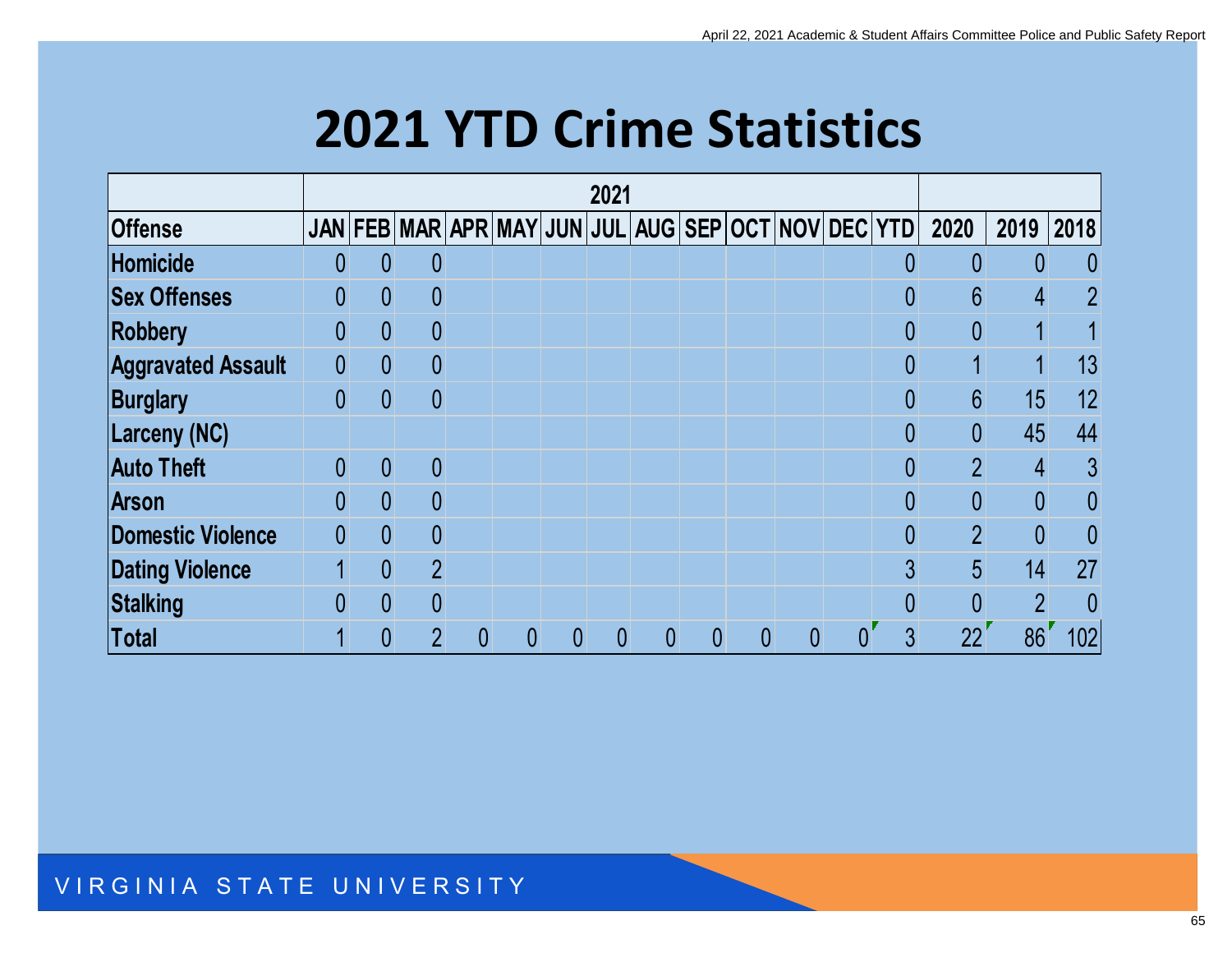# 2021 YTD Crime Statistics

| | 2021 | | | | | | | | | | | | | | | |
|---|---|---|---|---|---|---|---|---|---|---|---|---|---|---|---|---|
| **Offense** | **JAN** | **FEB** | **MAR** | **APR** | **MAY** | **JUN** | **JUL** | **AUG** | **SEP** | **OCT** | **NOV** | **DEC** | **YTD** | **2020** | **2019** | **2018** |
| **Homicide** | 0 | 0 | 0 | | | | | | | | | | 0 | 0 | 0 | 0 |
| **Sex Offenses** | 0 | 0 | 0 | | | | | | | | | | 0 | 6 | 4 | 2 |
| **Robbery** | 0 | 0 | 0 | | | | | | | | | | 0 | 0 | 1 | 1 |
| **Aggravated Assault** | 0 | 0 | 0 | | | | | | | | | | 0 | 1 | 1 | 13 |
| **Burglary** | 0 | 0 | 0 | | | | | | | | | | 0 | 6 | 15 | 12 |
| **Larceny (NC)** | | | | | | | | | | | | | 0 | 0 | 45 | 44 |
| **Auto Theft** | 0 | 0 | 0 | | | | | | | | | | 0 | 2 | 4 | 3 |
| **Arson** | 0 | 0 | 0 | | | | | | | | | | 0 | 0 | 0 | 0 |
| **Domestic Violence** | 0 | 0 | 0 | | | | | | | | | | 0 | 2 | 0 | 0 |
| **Dating Violence** | 1 | 0 | 2 | | | | | | | | | | 3 | 5 | 14 | 27 |
| **Stalking** | 0 | 0 | 0 | | | | | | | | | | 0 | 0 | 2 | 0 |
| **Total** | 1 | 0 | 2 | 0 | 0 | 0 | 0 | 0 | 0 | 0 | 0 | 0 | 3 | 22 | 86 | 102 |

VIRGINIA STATE UNIVERSITY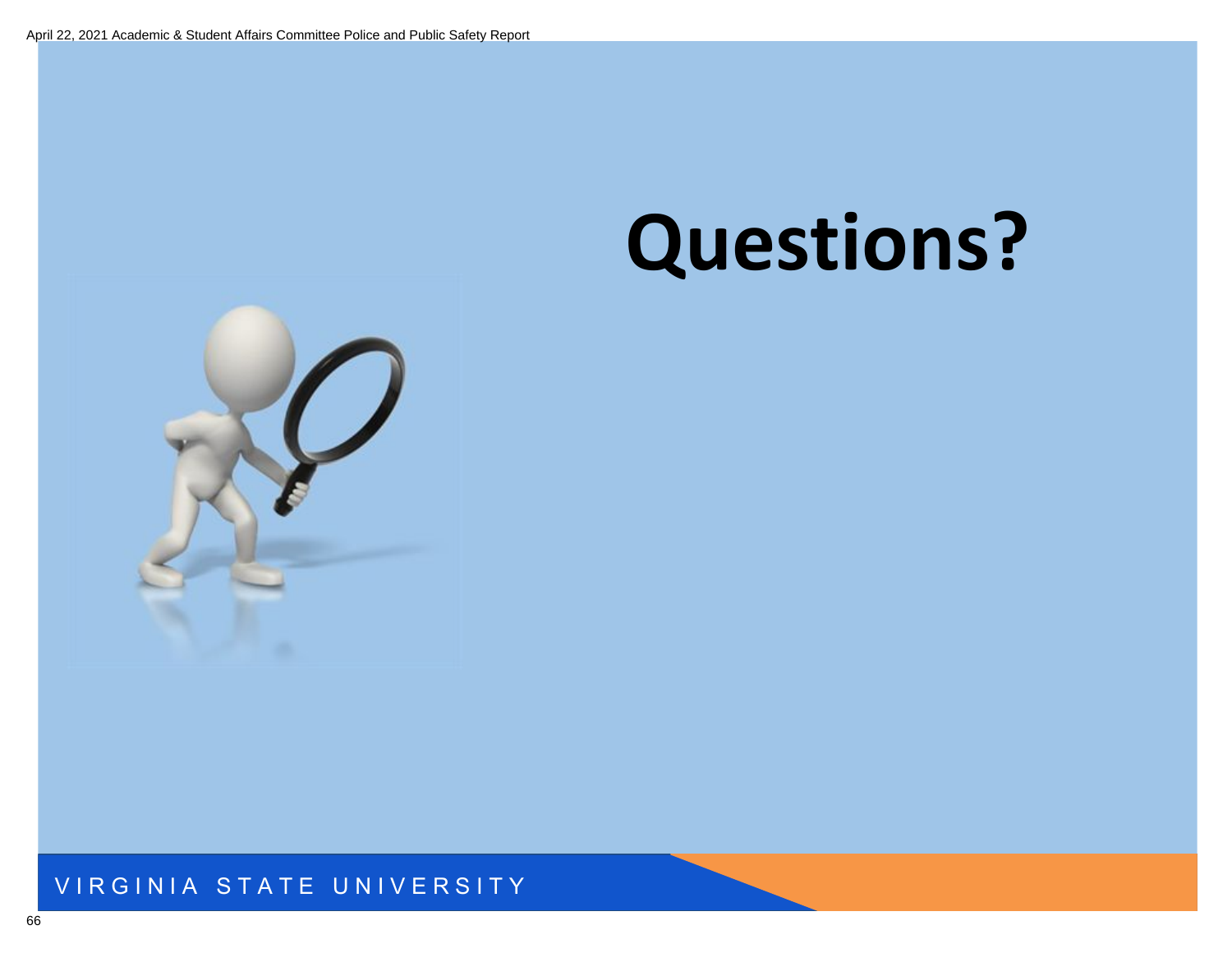# Questions?

VIRGINIA STATE UNIVERSITY